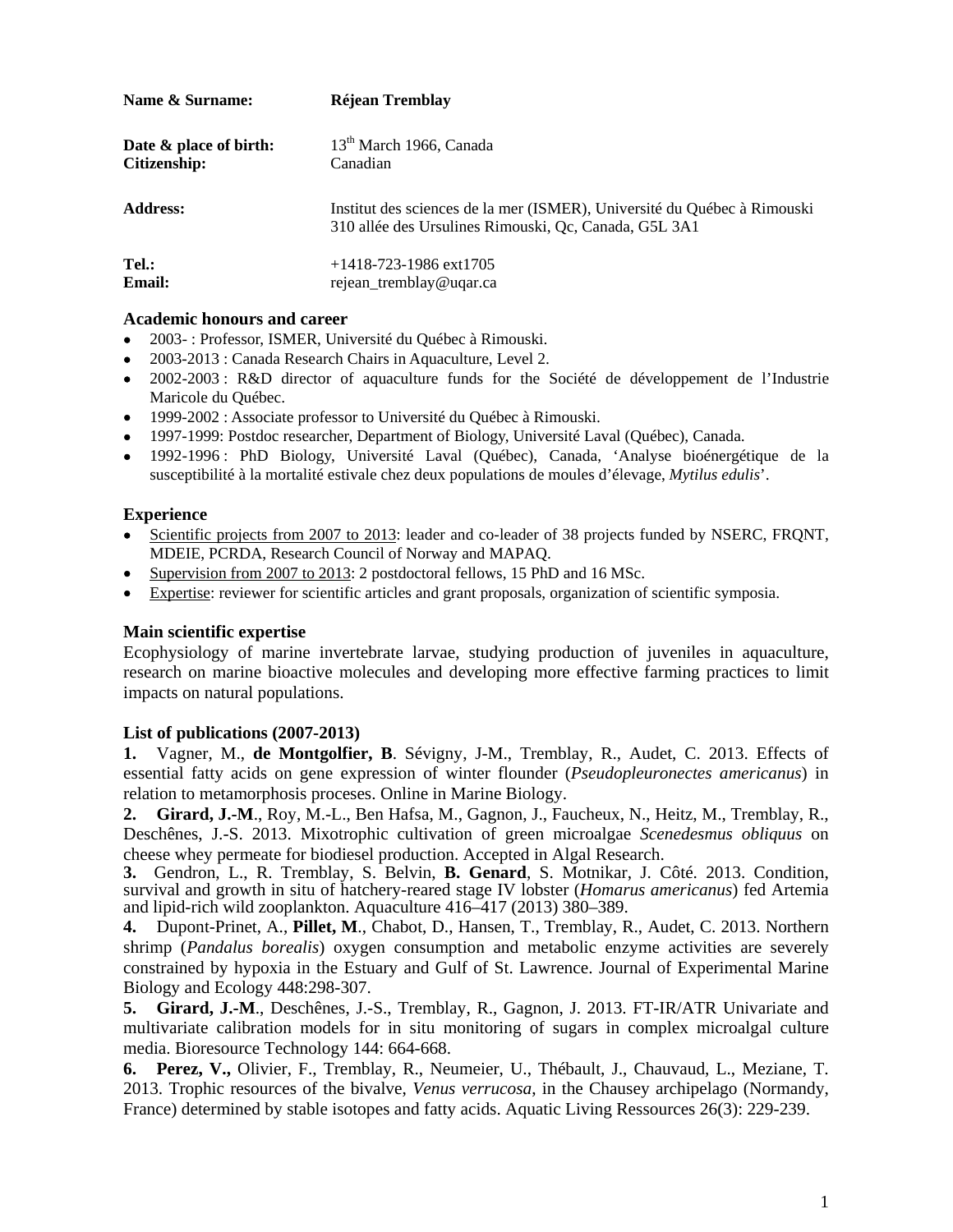| | |
|---|---|
| **Name & Surname:** | **Réjean Tremblay** |
| **Date & place of birth:** | 13th March 1966, Canada |
| **Citizenship:** | Canadian |
| **Address:** | Institut des sciences de la mer (ISMER), Université du Québec à Rimouski 310 allée des Ursulines Rimouski, Qc, Canada, G5L 3A1 |
| **Tel.:** | +1418-723-1986 ext1705 |
| **Email:** | rejean_tremblay@uqar.ca |

## Academic honours and career

- 2003- : Professor, ISMER, Université du Québec à Rimouski.
- 2003-2013 : Canada Research Chairs in Aquaculture, Level 2.
- 2002-2003 : R&D director of aquaculture funds for the Société de développement de l'Industrie Maricole du Québec.
- 1999-2002 : Associate professor to Université du Québec à Rimouski.
- 1997-1999: Postdoc researcher, Department of Biology, Université Laval (Québec), Canada.
- 1992-1996 : PhD Biology, Université Laval (Québec), Canada, 'Analyse bioénergétique de la susceptibilité à la mortalité estivale chez deux populations de moules d'élevage, *Mytilus edulis*'.

## Experience

- Scientific projects from 2007 to 2013: leader and co-leader of 38 projects funded by NSERC, FRQNT, MDEIE, PCRDA, Research Council of Norway and MAPAQ.
- Supervision from 2007 to 2013: 2 postdoctoral fellows, 15 PhD and 16 MSc.
- Expertise: reviewer for scientific articles and grant proposals, organization of scientific symposia.

## Main scientific expertise

Ecophysiology of marine invertebrate larvae, studying production of juveniles in aquaculture, research on marine bioactive molecules and developing more effective farming practices to limit impacts on natural populations.

## List of publications (2007-2013)

**1.** Vagner, M., **de Montgolfier, B**. Sévigny, J-M., Tremblay, R., Audet, C. 2013. Effects of essential fatty acids on gene expression of winter flounder (*Pseudopleuronectes americanus*) in relation to metamorphosis proceses. Online in Marine Biology.

**2.** **Girard, J.-M**., Roy, M.-L., Ben Hafsa, M., Gagnon, J., Faucheux, N., Heitz, M., Tremblay, R., Deschênes, J.-S. 2013. Mixotrophic cultivation of green microalgae *Scenedesmus obliquus* on cheese whey permeate for biodiesel production. Accepted in Algal Research.

**3.** Gendron, L., R. Tremblay, S. Belvin, **B. Genard**, S. Motnikar, J. Côté. 2013. Condition, survival and growth in situ of hatchery-reared stage IV lobster (*Homarus americanus*) fed Artemia and lipid-rich wild zooplankton. Aquaculture 416–417 (2013) 380–389.

**4.** Dupont-Prinet, A., **Pillet, M**., Chabot, D., Hansen, T., Tremblay, R., Audet, C. 2013. Northern shrimp (*Pandalus borealis*) oxygen consumption and metabolic enzyme activities are severely constrained by hypoxia in the Estuary and Gulf of St. Lawrence. Journal of Experimental Marine Biology and Ecology 448:298-307.

**5.** **Girard, J.-M**., Deschênes, J.-S., Tremblay, R., Gagnon, J. 2013. FT-IR/ATR Univariate and multivariate calibration models for in situ monitoring of sugars in complex microalgal culture media. Bioresource Technology 144: 664-668.

**6.** **Perez, V.,** Olivier, F., Tremblay, R., Neumeier, U., Thébault, J., Chauvaud, L., Meziane, T. 2013. Trophic resources of the bivalve, *Venus verrucosa*, in the Chausey archipelago (Normandy, France) determined by stable isotopes and fatty acids. Aquatic Living Ressources 26(3): 229-239.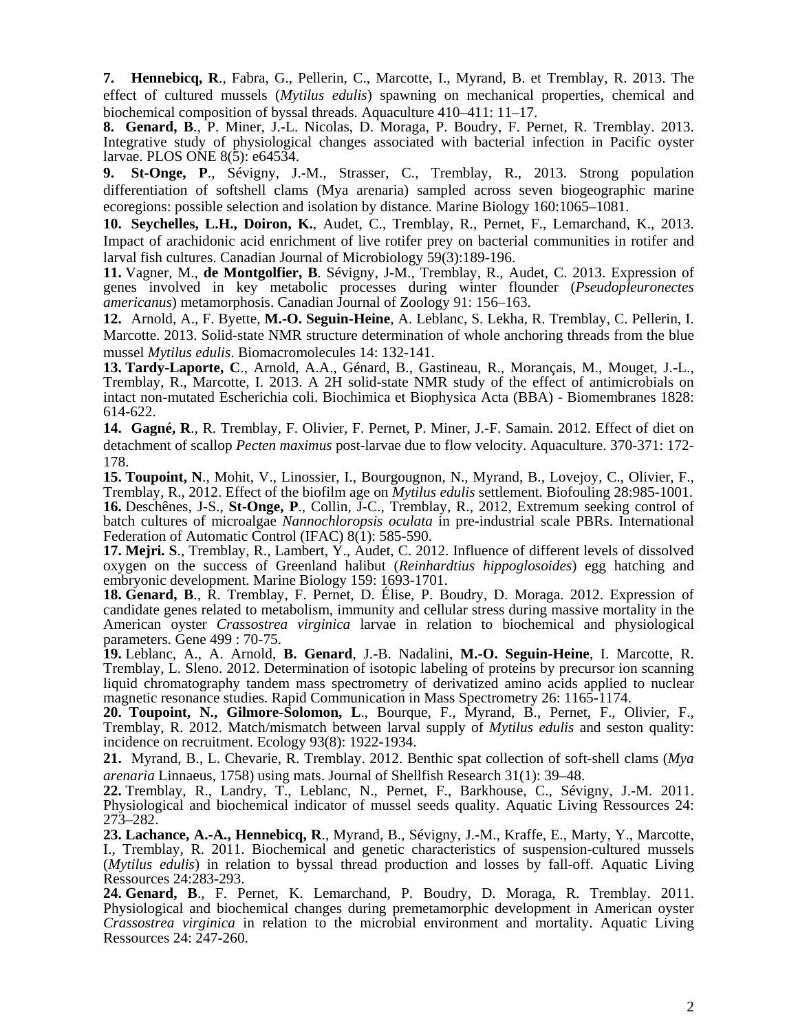**7. Hennebicq, R**., Fabra, G., Pellerin, C., Marcotte, I., Myrand, B. et Tremblay, R. 2013. The effect of cultured mussels (*Mytilus edulis*) spawning on mechanical properties, chemical and biochemical composition of byssal threads. Aquaculture 410–411: 11–17.

**8. Genard, B**., P. Miner, J.-L. Nicolas, D. Moraga, P. Boudry, F. Pernet, R. Tremblay. 2013. Integrative study of physiological changes associated with bacterial infection in Pacific oyster larvae. PLOS ONE 8(5): e64534.

**9. St-Onge, P**., Sévigny, J.-M., Strasser, C., Tremblay, R., 2013. Strong population differentiation of softshell clams (Mya arenaria) sampled across seven biogeographic marine ecoregions: possible selection and isolation by distance. Marine Biology 160:1065–1081.

**10. Seychelles, L.H., Doiron, K.**, Audet, C., Tremblay, R., Pernet, F., Lemarchand, K., 2013. Impact of arachidonic acid enrichment of live rotifer prey on bacterial communities in rotifer and larval fish cultures. Canadian Journal of Microbiology 59(3):189-196.

**11.** Vagner, M., **de Montgolfier, B**. Sévigny, J-M., Tremblay, R., Audet, C. 2013. Expression of genes involved in key metabolic processes during winter flounder (*Pseudopleuronectes americanus*) metamorphosis. Canadian Journal of Zoology 91: 156–163.

**12.** Arnold, A., F. Byette, **M.-O. Seguin-Heine**, A. Leblanc, S. Lekha, R. Tremblay, C. Pellerin, I. Marcotte. 2013. Solid-state NMR structure determination of whole anchoring threads from the blue mussel *Mytilus edulis*. Biomacromolecules 14: 132-141.

**13. Tardy-Laporte, C**., Arnold, A.A., Génard, B., Gastineau, R., Morançais, M., Mouget, J.-L., Tremblay, R., Marcotte, I. 2013. A 2H solid-state NMR study of the effect of antimicrobials on intact non-mutated Escherichia coli. Biochimica et Biophysica Acta (BBA) - Biomembranes 1828: 614-622.

**14. Gagné, R**., R. Tremblay, F. Olivier, F. Pernet, P. Miner, J.-F. Samain. 2012. Effect of diet on detachment of scallop *Pecten maximus* post-larvae due to flow velocity. Aquaculture. 370-371: 172-178.

**15. Toupoint, N**., Mohit, V., Linossier, I., Bourgougnon, N., Myrand, B., Lovejoy, C., Olivier, F., Tremblay, R., 2012. Effect of the biofilm age on *Mytilus edulis* settlement. Biofouling 28:985-1001.

**16.** Deschênes, J-S., **St-Onge, P**., Collin, J-C., Tremblay, R., 2012, Extremum seeking control of batch cultures of microalgae *Nannochloropsis oculata* in pre-industrial scale PBRs. International Federation of Automatic Control (IFAC) 8(1): 585-590.

**17. Mejri. S**., Tremblay, R., Lambert, Y., Audet, C. 2012. Influence of different levels of dissolved oxygen on the success of Greenland halibut (*Reinhardtius hippoglosoides*) egg hatching and embryonic development. Marine Biology 159: 1693-1701.

**18. Genard, B**., R. Tremblay, F. Pernet, D. Élise, P. Boudry, D. Moraga. 2012. Expression of candidate genes related to metabolism, immunity and cellular stress during massive mortality in the American oyster *Crassostrea virginica* larvae in relation to biochemical and physiological parameters. Gene 499 : 70-75.

**19.** Leblanc, A., A. Arnold, **B. Genard**, J.-B. Nadalini, **M.-O. Seguin-Heine**, I. Marcotte, R. Tremblay, L. Sleno. 2012. Determination of isotopic labeling of proteins by precursor ion scanning liquid chromatography tandem mass spectrometry of derivatized amino acids applied to nuclear magnetic resonance studies. Rapid Communication in Mass Spectrometry 26: 1165-1174.

**20. Toupoint, N., Gilmore-Solomon, L**., Bourque, F., Myrand, B., Pernet, F., Olivier, F., Tremblay, R. 2012. Match/mismatch between larval supply of *Mytilus edulis* and seston quality: incidence on recruitment. Ecology 93(8): 1922-1934.

**21.** Myrand, B., L. Chevarie, R. Tremblay. 2012. Benthic spat collection of soft-shell clams (*Mya arenaria* Linnaeus, 1758) using mats. Journal of Shellfish Research 31(1): 39–48.

**22.** Tremblay, R., Landry, T., Leblanc, N., Pernet, F., Barkhouse, C., Sévigny, J.-M. 2011. Physiological and biochemical indicator of mussel seeds quality. Aquatic Living Ressources 24: 273–282.

**23. Lachance, A.-A., Hennebicq, R**., Myrand, B., Sévigny, J.-M., Kraffe, E., Marty, Y., Marcotte, I., Tremblay, R. 2011. Biochemical and genetic characteristics of suspension-cultured mussels (*Mytilus edulis*) in relation to byssal thread production and losses by fall-off. Aquatic Living Ressources 24:283-293.

**24. Genard, B**., F. Pernet, K. Lemarchand, P. Boudry, D. Moraga, R. Tremblay. 2011. Physiological and biochemical changes during premetamorphic development in American oyster *Crassostrea virginica* in relation to the microbial environment and mortality. Aquatic Living Ressources 24: 247-260.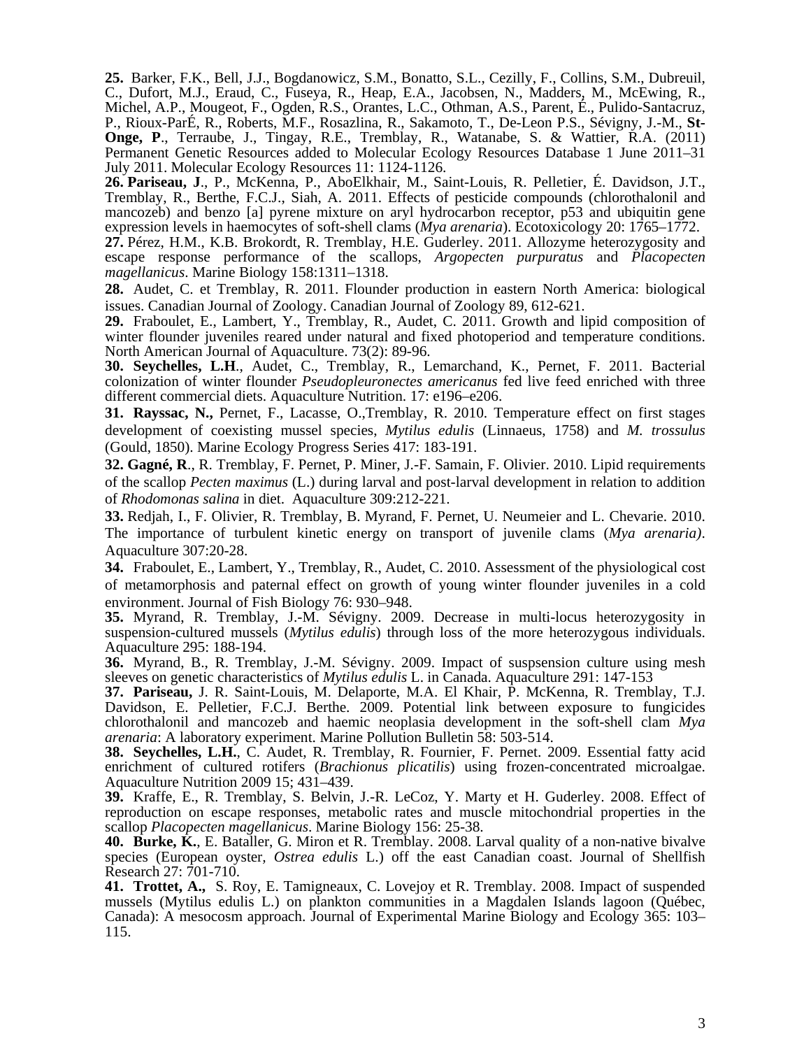**25.** Barker, F.K., Bell, J.J., Bogdanowicz, S.M., Bonatto, S.L., Cezilly, F., Collins, S.M., Dubreuil, C., Dufort, M.J., Eraud, C., Fuseya, R., Heap, E.A., Jacobsen, N., Madders, M., McEwing, R., Michel, A.P., Mougeot, F., Ogden, R.S., Orantes, L.C., Othman, A.S., Parent, É., Pulido-Santacruz, P., Rioux-ParÉ, R., Roberts, M.F., Rosazlina, R., Sakamoto, T., De-Leon P.S., Sévigny, J.-M., **St-Onge, P**., Terraube, J., Tingay, R.E., Tremblay, R., Watanabe, S. & Wattier, R.A. (2011) Permanent Genetic Resources added to Molecular Ecology Resources Database 1 June 2011–31 July 2011. Molecular Ecology Resources 11: 1124-1126.

**26. Pariseau, J**., P., McKenna, P., AboElkhair, M., Saint-Louis, R. Pelletier, É. Davidson, J.T., Tremblay, R., Berthe, F.C.J., Siah, A. 2011. Effects of pesticide compounds (chlorothalonil and mancozeb) and benzo [a] pyrene mixture on aryl hydrocarbon receptor, p53 and ubiquitin gene expression levels in haemocytes of soft-shell clams (*Mya arenaria*). Ecotoxicology 20: 1765–1772.

**27.** Pérez, H.M., K.B. Brokordt, R. Tremblay, H.E. Guderley. 2011. Allozyme heterozygosity and escape response performance of the scallops, *Argopecten purpuratus* and *Placopecten magellanicus*. Marine Biology 158:1311–1318.

**28.** Audet, C. et Tremblay, R. 2011. Flounder production in eastern North America: biological issues. Canadian Journal of Zoology. Canadian Journal of Zoology 89, 612-621.

**29.** Fraboulet, E., Lambert, Y., Tremblay, R., Audet, C. 2011. Growth and lipid composition of winter flounder juveniles reared under natural and fixed photoperiod and temperature conditions. North American Journal of Aquaculture. 73(2): 89-96.

**30. Seychelles, L.H**., Audet, C., Tremblay, R., Lemarchand, K., Pernet, F. 2011. Bacterial colonization of winter flounder *Pseudopleuronectes americanus* fed live feed enriched with three different commercial diets. Aquaculture Nutrition. 17: e196–e206.

**31. Rayssac, N.,** Pernet, F., Lacasse, O.,Tremblay, R. 2010. Temperature effect on first stages development of coexisting mussel species, *Mytilus edulis* (Linnaeus, 1758) and *M. trossulus* (Gould, 1850). Marine Ecology Progress Series 417: 183-191.

**32. Gagné, R**., R. Tremblay, F. Pernet, P. Miner, J.-F. Samain, F. Olivier. 2010. Lipid requirements of the scallop *Pecten maximus* (L.) during larval and post-larval development in relation to addition of *Rhodomonas salina* in diet. Aquaculture 309:212-221.

**33.** Redjah, I., F. Olivier, R. Tremblay, B. Myrand, F. Pernet, U. Neumeier and L. Chevarie. 2010. The importance of turbulent kinetic energy on transport of juvenile clams (*Mya arenaria)*. Aquaculture 307:20-28.

**34.** Fraboulet, E., Lambert, Y., Tremblay, R., Audet, C. 2010. Assessment of the physiological cost of metamorphosis and paternal effect on growth of young winter flounder juveniles in a cold environment. Journal of Fish Biology 76: 930–948.

**35.** Myrand, R. Tremblay, J.-M. Sévigny. 2009. Decrease in multi-locus heterozygosity in suspension-cultured mussels (*Mytilus edulis*) through loss of the more heterozygous individuals. Aquaculture 295: 188-194.

**36.** Myrand, B., R. Tremblay, J.-M. Sévigny. 2009. Impact of suspsension culture using mesh sleeves on genetic characteristics of *Mytilus edulis* L. in Canada. Aquaculture 291: 147-153

**37. Pariseau,** J. R. Saint-Louis, M. Delaporte, M.A. El Khair, P. McKenna, R. Tremblay, T.J. Davidson, E. Pelletier, F.C.J. Berthe. 2009. Potential link between exposure to fungicides chlorothalonil and mancozeb and haemic neoplasia development in the soft-shell clam *Mya arenaria*: A laboratory experiment. Marine Pollution Bulletin 58: 503-514.

**38. Seychelles, L.H.**, C. Audet, R. Tremblay, R. Fournier, F. Pernet. 2009. Essential fatty acid enrichment of cultured rotifers (*Brachionus plicatilis*) using frozen-concentrated microalgae. Aquaculture Nutrition 2009 15; 431–439.

**39.** Kraffe, E., R. Tremblay, S. Belvin, J.-R. LeCoz, Y. Marty et H. Guderley. 2008. Effect of reproduction on escape responses, metabolic rates and muscle mitochondrial properties in the scallop *Placopecten magellanicus*. Marine Biology 156: 25-38.

**40. Burke, K.**, E. Bataller, G. Miron et R. Tremblay. 2008. Larval quality of a non-native bivalve species (European oyster, *Ostrea edulis* L.) off the east Canadian coast. Journal of Shellfish Research 27: 701-710.

**41. Trottet, A.,** S. Roy, E. Tamigneaux, C. Lovejoy et R. Tremblay. 2008. Impact of suspended mussels (Mytilus edulis L.) on plankton communities in a Magdalen Islands lagoon (Québec, Canada): A mesocosm approach. Journal of Experimental Marine Biology and Ecology 365: 103–115.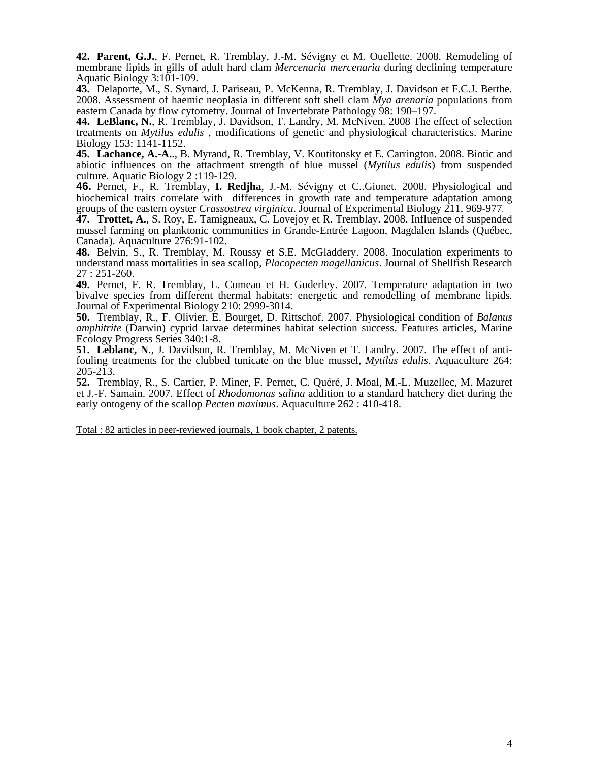**42. Parent, G.J.**, F. Pernet, R. Tremblay, J.-M. Sévigny et M. Ouellette. 2008. Remodeling of membrane lipids in gills of adult hard clam *Mercenaria mercenaria* during declining temperature Aquatic Biology 3:101-109.

**43.** Delaporte, M., S. Synard, J. Pariseau, P. McKenna, R. Tremblay, J. Davidson et F.C.J. Berthe. 2008. Assessment of haemic neoplasia in different soft shell clam *Mya arenaria* populations from eastern Canada by flow cytometry. Journal of Invertebrate Pathology 98: 190–197.

**44. LeBlanc, N.**, R. Tremblay, J. Davidson, T. Landry, M. McNiven. 2008 The effect of selection treatments on *Mytilus edulis* , modifications of genetic and physiological characteristics. Marine Biology 153: 1141-1152.

**45. Lachance, A.-A.**., B. Myrand, R. Tremblay, V. Koutitonsky et E. Carrington. 2008. Biotic and abiotic influences on the attachment strength of blue mussel (*Mytilus edulis*) from suspended culture. Aquatic Biology 2 :119-129.

**46.** Pernet, F., R. Tremblay, **I. Redjha**, J.-M. Sévigny et C..Gionet. 2008. Physiological and biochemical traits correlate with differences in growth rate and temperature adaptation among groups of the eastern oyster *Crassostrea virginica*. Journal of Experimental Biology 211, 969-977.

**47. Trottet, A.**, S. Roy, E. Tamigneaux, C. Lovejoy et R. Tremblay. 2008. Influence of suspended mussel farming on planktonic communities in Grande-Entrée Lagoon, Magdalen Islands (Québec, Canada). Aquaculture 276:91-102.

**48.** Belvin, S., R. Tremblay, M. Roussy et S.E. McGladdery. 2008. Inoculation experiments to understand mass mortalities in sea scallop, *Placopecten magellanicus*. Journal of Shellfish Research 27 : 251-260.

**49.** Pernet, F. R. Tremblay, L. Comeau et H. Guderley. 2007. Temperature adaptation in two bivalve species from different thermal habitats: energetic and remodelling of membrane lipids. Journal of Experimental Biology 210: 2999-3014.

**50.** Tremblay, R., F. Olivier, E. Bourget, D. Rittschof. 2007. Physiological condition of *Balanus amphitrite* (Darwin) cyprid larvae determines habitat selection success. Features articles, Marine Ecology Progress Series 340:1-8.

**51. Leblanc, N**., J. Davidson, R. Tremblay, M. McNiven et T. Landry. 2007. The effect of anti-fouling treatments for the clubbed tunicate on the blue mussel, *Mytilus edulis*. Aquaculture 264: 205-213.

**52.** Tremblay, R., S. Cartier, P. Miner, F. Pernet, C. Quéré, J. Moal, M.-L. Muzellec, M. Mazuret et J.-F. Samain. 2007. Effect of *Rhodomonas salina* addition to a standard hatchery diet during the early ontogeny of the scallop *Pecten maximus*. Aquaculture 262 : 410-418.

<u>Total : 82 articles in peer-reviewed journals, 1 book chapter, 2 patents.</u>